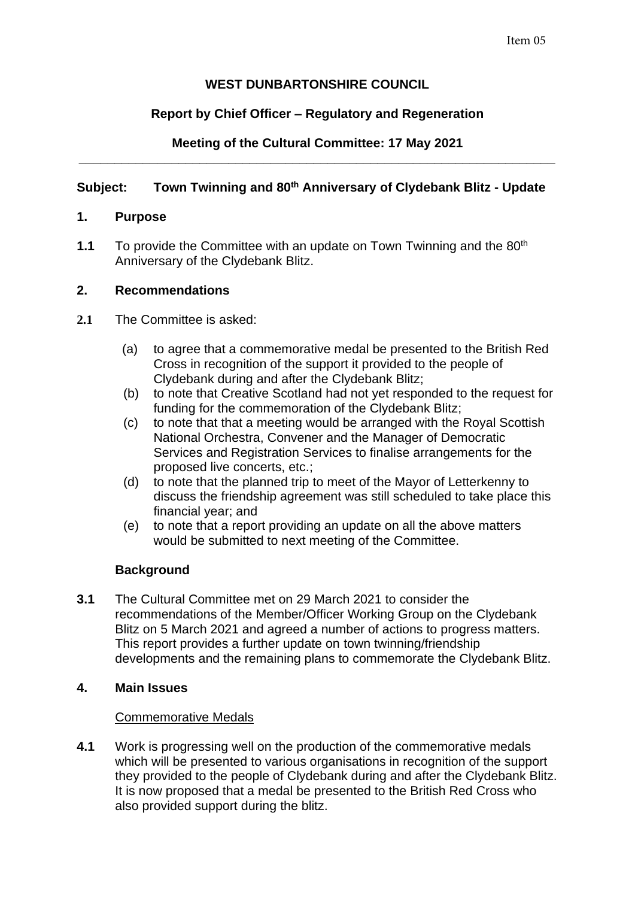Item 05

**WEST DUNBARTONSHIRE COUNCIL**

**Report by Chief Officer – Regulatory and Regeneration**

**Meeting of the Cultural Committee: 17 May 2021**

---

**Subject: Town Twinning and 80th Anniversary of Clydebank Blitz - Update**

## 1. Purpose

**1.1** To provide the Committee with an update on Town Twinning and the 80th Anniversary of the Clydebank Blitz.

## 2. Recommendations

**2.1** The Committee is asked:

(a) to agree that a commemorative medal be presented to the British Red Cross in recognition of the support it provided to the people of Clydebank during and after the Clydebank Blitz;

(b) to note that Creative Scotland had not yet responded to the request for funding for the commemoration of the Clydebank Blitz;

(c) to note that that a meeting would be arranged with the Royal Scottish National Orchestra, Convener and the Manager of Democratic Services and Registration Services to finalise arrangements for the proposed live concerts, etc.;

(d) to note that the planned trip to meet of the Mayor of Letterkenny to discuss the friendship agreement was still scheduled to take place this financial year; and

(e) to note that a report providing an update on all the above matters would be submitted to next meeting of the Committee.

## Background

**3.1** The Cultural Committee met on 29 March 2021 to consider the recommendations of the Member/Officer Working Group on the Clydebank Blitz on 5 March 2021 and agreed a number of actions to progress matters. This report provides a further update on town twinning/friendship developments and the remaining plans to commemorate the Clydebank Blitz.

## 4. Main Issues

Commemorative Medals

**4.1** Work is progressing well on the production of the commemorative medals which will be presented to various organisations in recognition of the support they provided to the people of Clydebank during and after the Clydebank Blitz. It is now proposed that a medal be presented to the British Red Cross who also provided support during the blitz.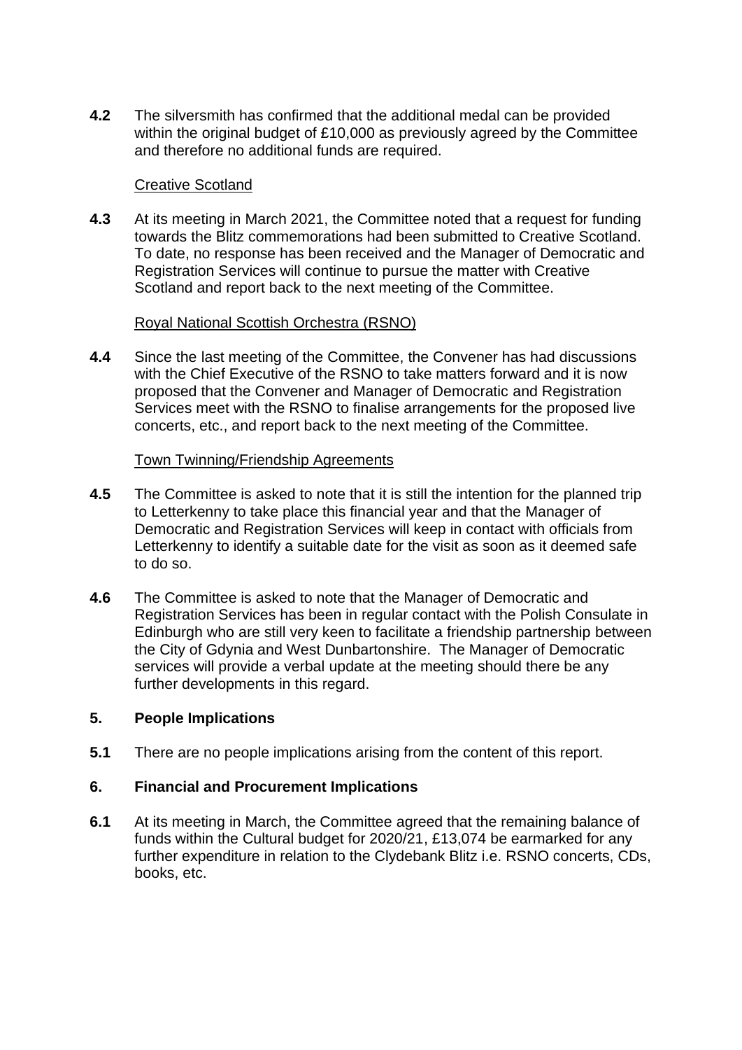**4.2** The silversmith has confirmed that the additional medal can be provided within the original budget of £10,000 as previously agreed by the Committee and therefore no additional funds are required.

Creative Scotland

**4.3** At its meeting in March 2021, the Committee noted that a request for funding towards the Blitz commemorations had been submitted to Creative Scotland. To date, no response has been received and the Manager of Democratic and Registration Services will continue to pursue the matter with Creative Scotland and report back to the next meeting of the Committee.

Royal National Scottish Orchestra (RSNO)

**4.4** Since the last meeting of the Committee, the Convener has had discussions with the Chief Executive of the RSNO to take matters forward and it is now proposed that the Convener and Manager of Democratic and Registration Services meet with the RSNO to finalise arrangements for the proposed live concerts, etc., and report back to the next meeting of the Committee.

Town Twinning/Friendship Agreements

**4.5** The Committee is asked to note that it is still the intention for the planned trip to Letterkenny to take place this financial year and that the Manager of Democratic and Registration Services will keep in contact with officials from Letterkenny to identify a suitable date for the visit as soon as it deemed safe to do so.

**4.6** The Committee is asked to note that the Manager of Democratic and Registration Services has been in regular contact with the Polish Consulate in Edinburgh who are still very keen to facilitate a friendship partnership between the City of Gdynia and West Dunbartonshire. The Manager of Democratic services will provide a verbal update at the meeting should there be any further developments in this regard.

## 5. People Implications

**5.1** There are no people implications arising from the content of this report.

## 6. Financial and Procurement Implications

**6.1** At its meeting in March, the Committee agreed that the remaining balance of funds within the Cultural budget for 2020/21, £13,074 be earmarked for any further expenditure in relation to the Clydebank Blitz i.e. RSNO concerts, CDs, books, etc.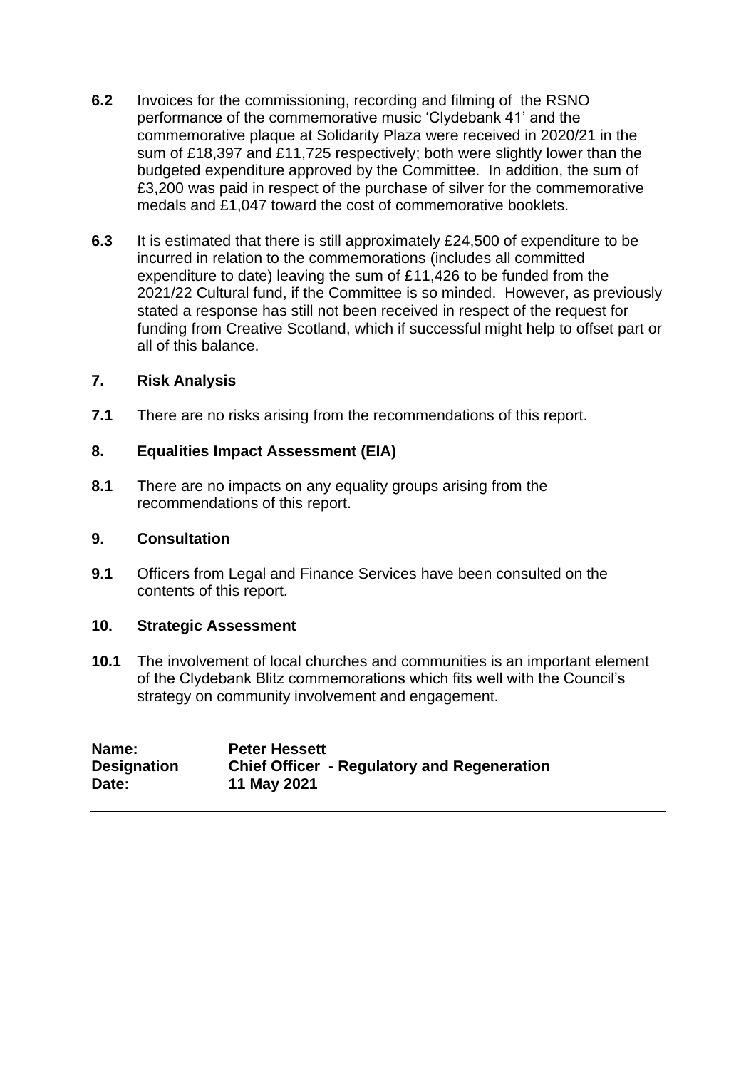**6.2** Invoices for the commissioning, recording and filming of the RSNO performance of the commemorative music 'Clydebank 41' and the commemorative plaque at Solidarity Plaza were received in 2020/21 in the sum of £18,397 and £11,725 respectively; both were slightly lower than the budgeted expenditure approved by the Committee. In addition, the sum of £3,200 was paid in respect of the purchase of silver for the commemorative medals and £1,047 toward the cost of commemorative booklets.

**6.3** It is estimated that there is still approximately £24,500 of expenditure to be incurred in relation to the commemorations (includes all committed expenditure to date) leaving the sum of £11,426 to be funded from the 2021/22 Cultural fund, if the Committee is so minded. However, as previously stated a response has still not been received in respect of the request for funding from Creative Scotland, which if successful might help to offset part or all of this balance.

## 7. Risk Analysis

**7.1** There are no risks arising from the recommendations of this report.

## 8. Equalities Impact Assessment (EIA)

**8.1** There are no impacts on any equality groups arising from the recommendations of this report.

## 9. Consultation

**9.1** Officers from Legal and Finance Services have been consulted on the contents of this report.

## 10. Strategic Assessment

**10.1** The involvement of local churches and communities is an important element of the Clydebank Blitz commemorations which fits well with the Council's strategy on community involvement and engagement.

**Name:** **Peter Hessett**
**Designation** **Chief Officer - Regulatory and Regeneration**
**Date:** **11 May 2021**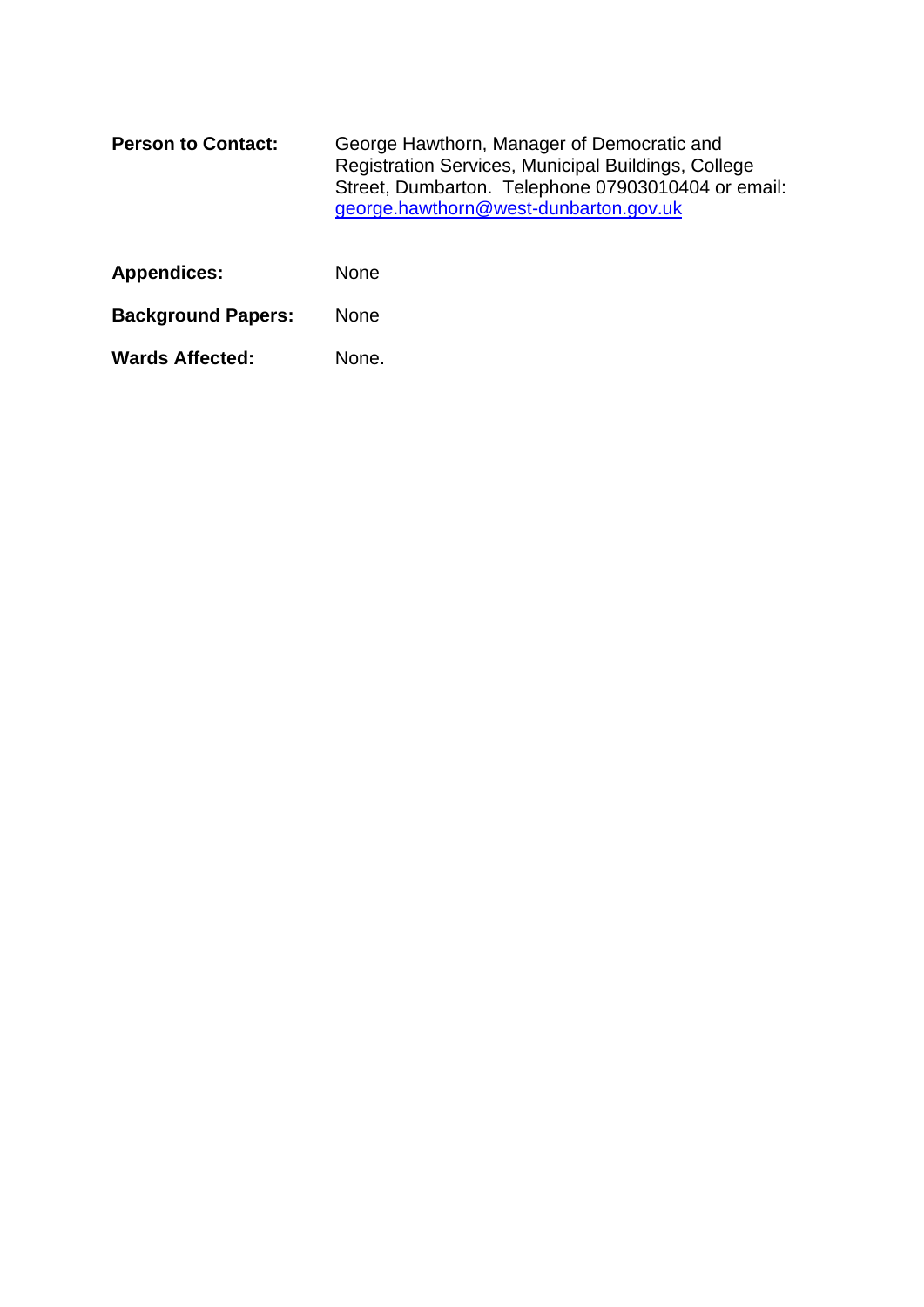**Person to Contact:** George Hawthorn, Manager of Democratic and Registration Services, Municipal Buildings, College Street, Dumbarton. Telephone 07903010404 or email: george.hawthorn@west-dunbarton.gov.uk

**Appendices:** None

**Background Papers:** None

**Wards Affected:** None.